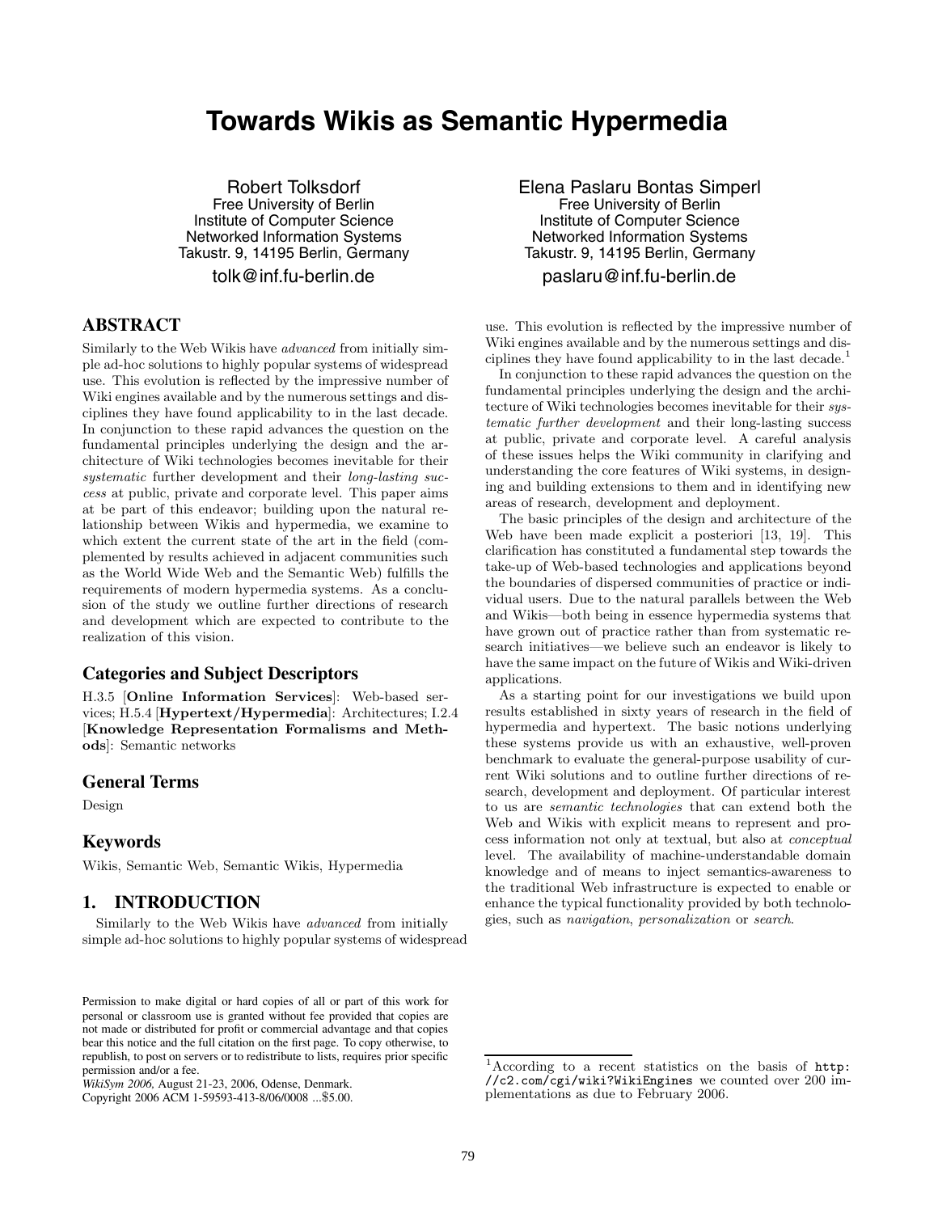# Towards Wikis as Semantic Hypermedia

Robert Tolksdorf
Free University of Berlin
Institute of Computer Science
Networked Information Systems
Takustr. 9, 14195 Berlin, Germany
tolk@inf.fu-berlin.de

Elena Paslaru Bontas Simperl
Free University of Berlin
Institute of Computer Science
Networked Information Systems
Takustr. 9, 14195 Berlin, Germany
paslaru@inf.fu-berlin.de

## ABSTRACT

Similarly to the Web Wikis have *advanced* from initially simple ad-hoc solutions to highly popular systems of widespread use. This evolution is reflected by the impressive number of Wiki engines available and by the numerous settings and disciplines they have found applicability to in the last decade. In conjunction to these rapid advances the question on the fundamental principles underlying the design and the architecture of Wiki technologies becomes inevitable for their *systematic* further development and their *long-lasting success* at public, private and corporate level. This paper aims at be part of this endeavor; building upon the natural relationship between Wikis and hypermedia, we examine to which extent the current state of the art in the field (complemented by results achieved in adjacent communities such as the World Wide Web and the Semantic Web) fulfills the requirements of modern hypermedia systems. As a conclusion of the study we outline further directions of research and development which are expected to contribute to the realization of this vision.

### Categories and Subject Descriptors

H.3.5 [**Online Information Services**]: Web-based services; H.5.4 [**Hypertext/Hypermedia**]: Architectures; I.2.4 [**Knowledge Representation Formalisms and Methods**]: Semantic networks

### General Terms

Design

### Keywords

Wikis, Semantic Web, Semantic Wikis, Hypermedia

## 1. INTRODUCTION

Similarly to the Web Wikis have *advanced* from initially simple ad-hoc solutions to highly popular systems of widespread use. This evolution is reflected by the impressive number of Wiki engines available and by the numerous settings and disciplines they have found applicability to in the last decade.[1]

In conjunction to these rapid advances the question on the fundamental principles underlying the design and the architecture of Wiki technologies becomes inevitable for their *systematic further development* and their long-lasting success at public, private and corporate level. A careful analysis of these issues helps the Wiki community in clarifying and understanding the core features of Wiki systems, in designing and building extensions to them and in identifying new areas of research, development and deployment.

The basic principles of the design and architecture of the Web have been made explicit a posteriori [13, 19]. This clarification has constituted a fundamental step towards the take-up of Web-based technologies and applications beyond the boundaries of dispersed communities of practice or individual users. Due to the natural parallels between the Web and Wikis—both being in essence hypermedia systems that have grown out of practice rather than from systematic research initiatives—we believe such an endeavor is likely to have the same impact on the future of Wikis and Wiki-driven applications.

As a starting point for our investigations we build upon results established in sixty years of research in the field of hypermedia and hypertext. The basic notions underlying these systems provide us with an exhaustive, well-proven benchmark to evaluate the general-purpose usability of current Wiki solutions and to outline further directions of research, development and deployment. Of particular interest to us are *semantic technologies* that can extend both the Web and Wikis with explicit means to represent and process information not only at textual, but also at *conceptual* level. The availability of machine-understandable domain knowledge and of means to inject semantics-awareness to the traditional Web infrastructure is expected to enable or enhance the typical functionality provided by both technologies, such as *navigation*, *personalization* or *search*.

Permission to make digital or hard copies of all or part of this work for personal or classroom use is granted without fee provided that copies are not made or distributed for profit or commercial advantage and that copies bear this notice and the full citation on the first page. To copy otherwise, to republish, to post on servers or to redistribute to lists, requires prior specific permission and/or a fee.
*WikiSym 2006,* August 21-23, 2006, Odense, Denmark.
Copyright 2006 ACM 1-59593-413-8/06/0008 ...$5.00.

[1] According to a recent statistics on the basis of http://c2.com/cgi/wiki?WikiEngines we counted over 200 implementations as due to February 2006.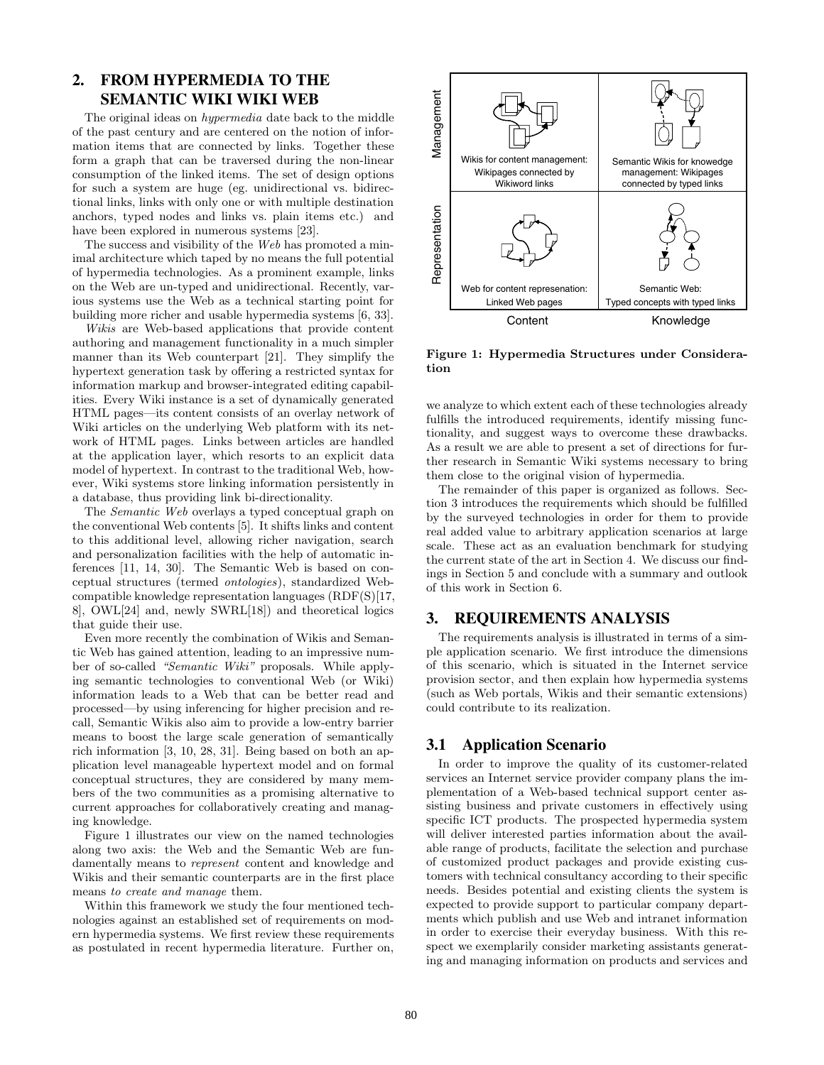## 2. FROM HYPERMEDIA TO THE SEMANTIC WIKI WIKI WEB

The original ideas on *hypermedia* date back to the middle of the past century and are centered on the notion of information items that are connected by links. Together these form a graph that can be traversed during the non-linear consumption of the linked items. The set of design options for such a system are huge (eg. unidirectional vs. bidirectional links, links with only one or with multiple destination anchors, typed nodes and links vs. plain items etc.) and have been explored in numerous systems [23].

The success and visibility of the *Web* has promoted a minimal architecture which taped by no means the full potential of hypermedia technologies. As a prominent example, links on the Web are un-typed and unidirectional. Recently, various systems use the Web as a technical starting point for building more richer and usable hypermedia systems [6, 33].

*Wikis* are Web-based applications that provide content authoring and management functionality in a much simpler manner than its Web counterpart [21]. They simplify the hypertext generation task by offering a restricted syntax for information markup and browser-integrated editing capabilities. Every Wiki instance is a set of dynamically generated HTML pages—its content consists of an overlay network of Wiki articles on the underlying Web platform with its network of HTML pages. Links between articles are handled at the application layer, which resorts to an explicit data model of hypertext. In contrast to the traditional Web, however, Wiki systems store linking information persistently in a database, thus providing link bi-directionality.

The *Semantic Web* overlays a typed conceptual graph on the conventional Web contents [5]. It shifts links and content to this additional level, allowing richer navigation, search and personalization facilities with the help of automatic inferences [11, 14, 30]. The Semantic Web is based on conceptual structures (termed *ontologies*), standardized Web-compatible knowledge representation languages (RDF(S)[17, 8], OWL[24] and, newly SWRL[18]) and theoretical logics that guide their use.

Even more recently the combination of Wikis and Semantic Web has gained attention, leading to an impressive number of so-called *"Semantic Wiki"* proposals. While applying semantic technologies to conventional Web (or Wiki) information leads to a Web that can be better read and processed—by using inferencing for higher precision and recall, Semantic Wikis also aim to provide a low-entry barrier means to boost the large scale generation of semantically rich information [3, 10, 28, 31]. Being based on both an application level manageable hypertext model and on formal conceptual structures, they are considered by many members of the two communities as a promising alternative to current approaches for collaboratively creating and managing knowledge.

Figure 1 illustrates our view on the named technologies along two axis: the Web and the Semantic Web are fundamentally means to *represent* content and knowledge and Wikis and their semantic counterparts are in the first place means *to create and manage* them.

Within this framework we study the four mentioned technologies against an established set of requirements on modern hypermedia systems. We first review these requirements as postulated in recent hypermedia literature. Further on, we analyze to which extent each of these technologies already fulfills the introduced requirements, identify missing functionality, and suggest ways to overcome these drawbacks. As a result we are able to present a set of directions for further research in Semantic Wiki systems necessary to bring them close to the original vision of hypermedia.

| | Content | Knowledge |
|---|---|---|
| Management | Wikis for content management: Wikipages connected by Wikiword links | Semantic Wikis for knowedge management: Wikipages connected by typed links |
| Representation | Web for content represenation: Linked Web pages | Semantic Web: Typed concepts with typed links |

**Figure 1: Hypermedia Structures under Consideration**

The remainder of this paper is organized as follows. Section 3 introduces the requirements which should be fulfilled by the surveyed technologies in order for them to provide real added value to arbitrary application scenarios at large scale. These act as an evaluation benchmark for studying the current state of the art in Section 4. We discuss our findings in Section 5 and conclude with a summary and outlook of this work in Section 6.

## 3. REQUIREMENTS ANALYSIS

The requirements analysis is illustrated in terms of a simple application scenario. We first introduce the dimensions of this scenario, which is situated in the Internet service provision sector, and then explain how hypermedia systems (such as Web portals, Wikis and their semantic extensions) could contribute to its realization.

### 3.1 Application Scenario

In order to improve the quality of its customer-related services an Internet service provider company plans the implementation of a Web-based technical support center assisting business and private customers in effectively using specific ICT products. The prospected hypermedia system will deliver interested parties information about the available range of products, facilitate the selection and purchase of customized product packages and provide existing customers with technical consultancy according to their specific needs. Besides potential and existing clients the system is expected to provide support to particular company departments which publish and use Web and intranet information in order to exercise their everyday business. With this respect we exemplarily consider marketing assistants generating and managing information on products and services and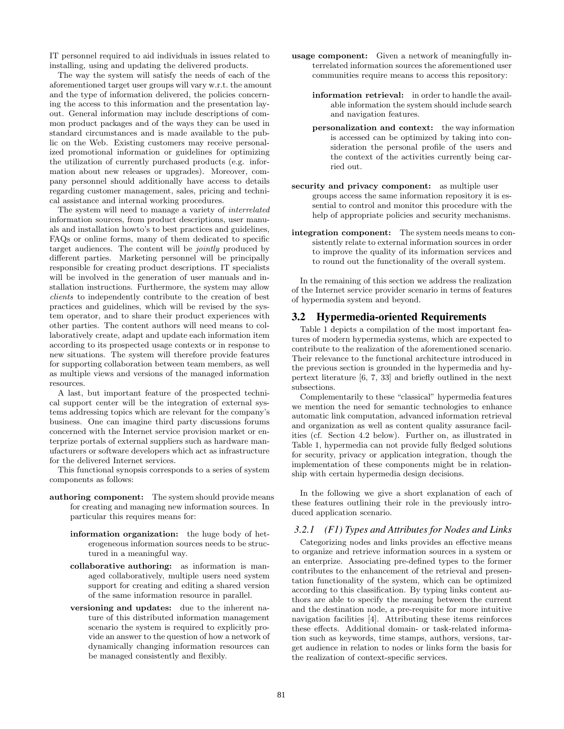IT personnel required to aid individuals in issues related to installing, using and updating the delivered products.

The way the system will satisfy the needs of each of the aforementioned target user groups will vary w.r.t. the amount and the type of information delivered, the policies concerning the access to this information and the presentation layout. General information may include descriptions of common product packages and of the ways they can be used in standard circumstances and is made available to the public on the Web. Existing customers may receive personalized promotional information or guidelines for optimizing the utilization of currently purchased products (e.g. information about new releases or upgrades). Moreover, company personnel should additionally have access to details regarding customer management, sales, pricing and technical assistance and internal working procedures.

The system will need to manage a variety of *interrelated* information sources, from product descriptions, user manuals and installation howto's to best practices and guidelines, FAQs or online forms, many of them dedicated to specific target audiences. The content will be *jointly* produced by different parties. Marketing personnel will be principally responsible for creating product descriptions. IT specialists will be involved in the generation of user manuals and installation instructions. Furthermore, the system may allow *clients* to independently contribute to the creation of best practices and guidelines, which will be revised by the system operator, and to share their product experiences with other parties. The content authors will need means to collaboratively create, adapt and update each information item according to its prospected usage contexts or in response to new situations. The system will therefore provide features for supporting collaboration between team members, as well as multiple views and versions of the managed information resources.

A last, but important feature of the prospected technical support center will be the integration of external systems addressing topics which are relevant for the company's business. One can imagine third party discussions forums concerned with the Internet service provision market or enterprize portals of external suppliers such as hardware manufacturers or software developers which act as infrastructure for the delivered Internet services.

This functional synopsis corresponds to a series of system components as follows:

**authoring component:** The system should provide means for creating and managing new information sources. In particular this requires means for:

- **information organization:** the huge body of heterogeneous information sources needs to be structured in a meaningful way.
- **collaborative authoring:** as information is managed collaboratively, multiple users need system support for creating and editing a shared version of the same information resource in parallel.
- **versioning and updates:** due to the inherent nature of this distributed information management scenario the system is required to explicitly provide an answer to the question of how a network of dynamically changing information resources can be managed consistently and flexibly.

**usage component:** Given a network of meaningfully interrelated information sources the aforementioned user communities require means to access this repository:

- **information retrieval:** in order to handle the available information the system should include search and navigation features.
- **personalization and context:** the way information is accessed can be optimized by taking into consideration the personal profile of the users and the context of the activities currently being carried out.

**security and privacy component:** as multiple user groups access the same information repository it is essential to control and monitor this procedure with the help of appropriate policies and security mechanisms.

**integration component:** The system needs means to consistently relate to external information sources in order to improve the quality of its information services and to round out the functionality of the overall system.

In the remaining of this section we address the realization of the Internet service provider scenario in terms of features of hypermedia system and beyond.

## 3.2 Hypermedia-oriented Requirements

Table 1 depicts a compilation of the most important features of modern hypermedia systems, which are expected to contribute to the realization of the aforementioned scenario. Their relevance to the functional architecture introduced in the previous section is grounded in the hypermedia and hypertext literature [6, 7, 33] and briefly outlined in the next subsections.

Complementarily to these "classical" hypermedia features we mention the need for semantic technologies to enhance automatic link computation, advanced information retrieval and organization as well as content quality assurance facilities (cf. Section 4.2 below). Further on, as illustrated in Table 1, hypermedia can not provide fully fledged solutions for security, privacy or application integration, though the implementation of these components might be in relationship with certain hypermedia design decisions.

In the following we give a short explanation of each of these features outlining their role in the previously introduced application scenario.

### 3.2.1 (F1) Types and Attributes for Nodes and Links

Categorizing nodes and links provides an effective means to organize and retrieve information sources in a system or an enterprize. Associating pre-defined types to the former contributes to the enhancement of the retrieval and presentation functionality of the system, which can be optimized according to this classification. By typing links content authors are able to specify the meaning between the current and the destination node, a pre-requisite for more intuitive navigation facilities [4]. Attributing these items reinforces these effects. Additional domain- or task-related information such as keywords, time stamps, authors, versions, target audience in relation to nodes or links form the basis for the realization of context-specific services.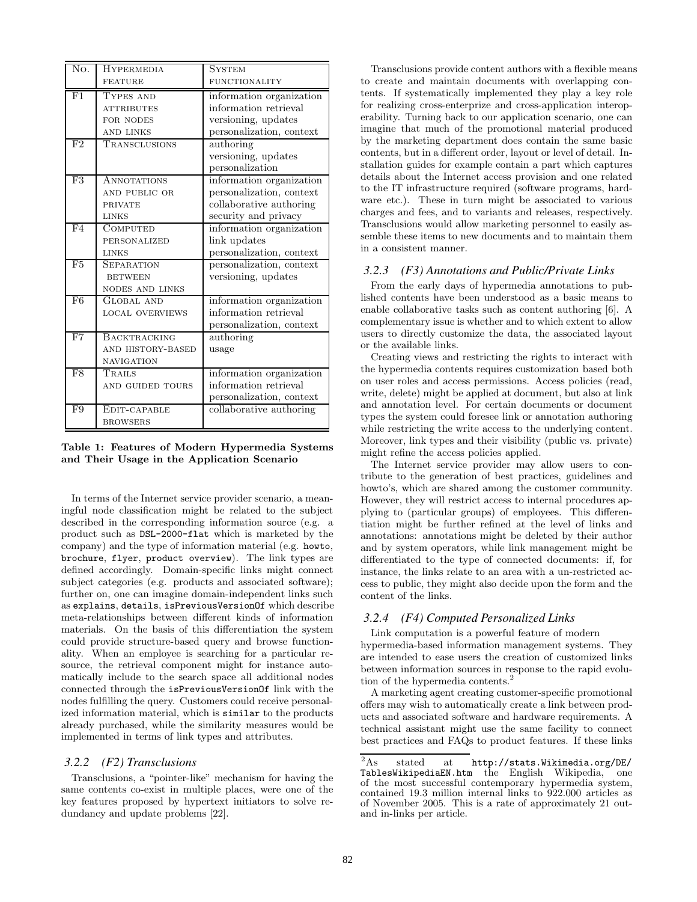| No. | Hypermedia feature | System functionality |
|---|---|---|
| F1 | Types and attributes for nodes and links | information organization<br>information retrieval<br>versioning, updates<br>personalization, context |
| F2 | Transclusions | authoring<br>versioning, updates<br>personalization |
| F3 | Annotations and public or private links | information organization<br>personalization, context<br>collaborative authoring<br>security and privacy |
| F4 | Computed personalized links | information organization<br>link updates<br>personalization, context |
| F5 | Separation between nodes and links | personalization, context<br>versioning, updates |
| F6 | Global and local overviews | information organization<br>information retrieval<br>personalization, context |
| F7 | Backtracking and history-based navigation | authoring<br>usage |
| F8 | Trails and guided tours | information organization<br>information retrieval<br>personalization, context |
| F9 | Edit-capable browsers | collaborative authoring |

**Table 1: Features of Modern Hypermedia Systems and Their Usage in the Application Scenario**

In terms of the Internet service provider scenario, a meaningful node classification might be related to the subject described in the corresponding information source (e.g. a product such as `DSL-2000-flat` which is marketed by the company) and the type of information material (e.g. `howto`, `brochure`, `flyer`, `product overview`). The link types are defined accordingly. Domain-specific links might connect subject categories (e.g. products and associated software); further on, one can imagine domain-independent links such as `explains`, `details`, `isPreviousVersionOf` which describe meta-relationships between different kinds of information materials. On the basis of this differentiation the system could provide structure-based query and browse functionality. When an employee is searching for a particular resource, the retrieval component might for instance automatically include to the search space all additional nodes connected through the `isPreviousVersionOf` link with the nodes fulfilling the query. Customers could receive personalized information material, which is `similar` to the products already purchased, while the similarity measures would be implemented in terms of link types and attributes.

### 3.2.2 (F2) Transclusions

Transclusions, a "pointer-like" mechanism for having the same contents co-exist in multiple places, were one of the key features proposed by hypertext initiators to solve redundancy and update problems [22].

Transclusions provide content authors with a flexible means to create and maintain documents with overlapping contents. If systematically implemented they play a key role for realizing cross-enterprize and cross-application interoperability. Turning back to our application scenario, one can imagine that much of the promotional material produced by the marketing department does contain the same basic contents, but in a different order, layout or level of detail. Installation guides for example contain a part which captures details about the Internet access provision and one related to the IT infrastructure required (software programs, hardware etc.). These in turn might be associated to various charges and fees, and to variants and releases, respectively. Transclusions would allow marketing personnel to easily assemble these items to new documents and to maintain them in a consistent manner.

### 3.2.3 (F3) Annotations and Public/Private Links

From the early days of hypermedia annotations to published contents have been understood as a basic means to enable collaborative tasks such as content authoring [6]. A complementary issue is whether and to which extent to allow users to directly customize the data, the associated layout or the available links.

Creating views and restricting the rights to interact with the hypermedia contents requires customization based both on user roles and access permissions. Access policies (read, write, delete) might be applied at document, but also at link and annotation level. For certain documents or document types the system could foresee link or annotation authoring while restricting the write access to the underlying content. Moreover, link types and their visibility (public vs. private) might refine the access policies applied.

The Internet service provider may allow users to contribute to the generation of best practices, guidelines and howto's, which are shared among the customer community. However, they will restrict access to internal procedures applying to (particular groups) of employees. This differentiation might be further refined at the level of links and annotations: annotations might be deleted by their author and by system operators, while link management might be differentiated to the type of connected documents: if, for instance, the links relate to an area with a un-restricted access to public, they might also decide upon the form and the content of the links.

### 3.2.4 (F4) Computed Personalized Links

Link computation is a powerful feature of modern hypermedia-based information management systems. They are intended to ease users the creation of customized links between information sources in response to the rapid evolution of the hypermedia contents.[2]

A marketing agent creating customer-specific promotional offers may wish to automatically create a link between products and associated software and hardware requirements. A technical assistant might use the same facility to connect best practices and FAQs to product features. If these links

[2] As stated at `http://stats.Wikimedia.org/DE/TablesWikipediaEN.htm` the English Wikipedia, one of the most successful contemporary hypermedia system, contained 19.3 million internal links to 922.000 articles as of November 2005. This is a rate of approximately 21 out- and in-links per article.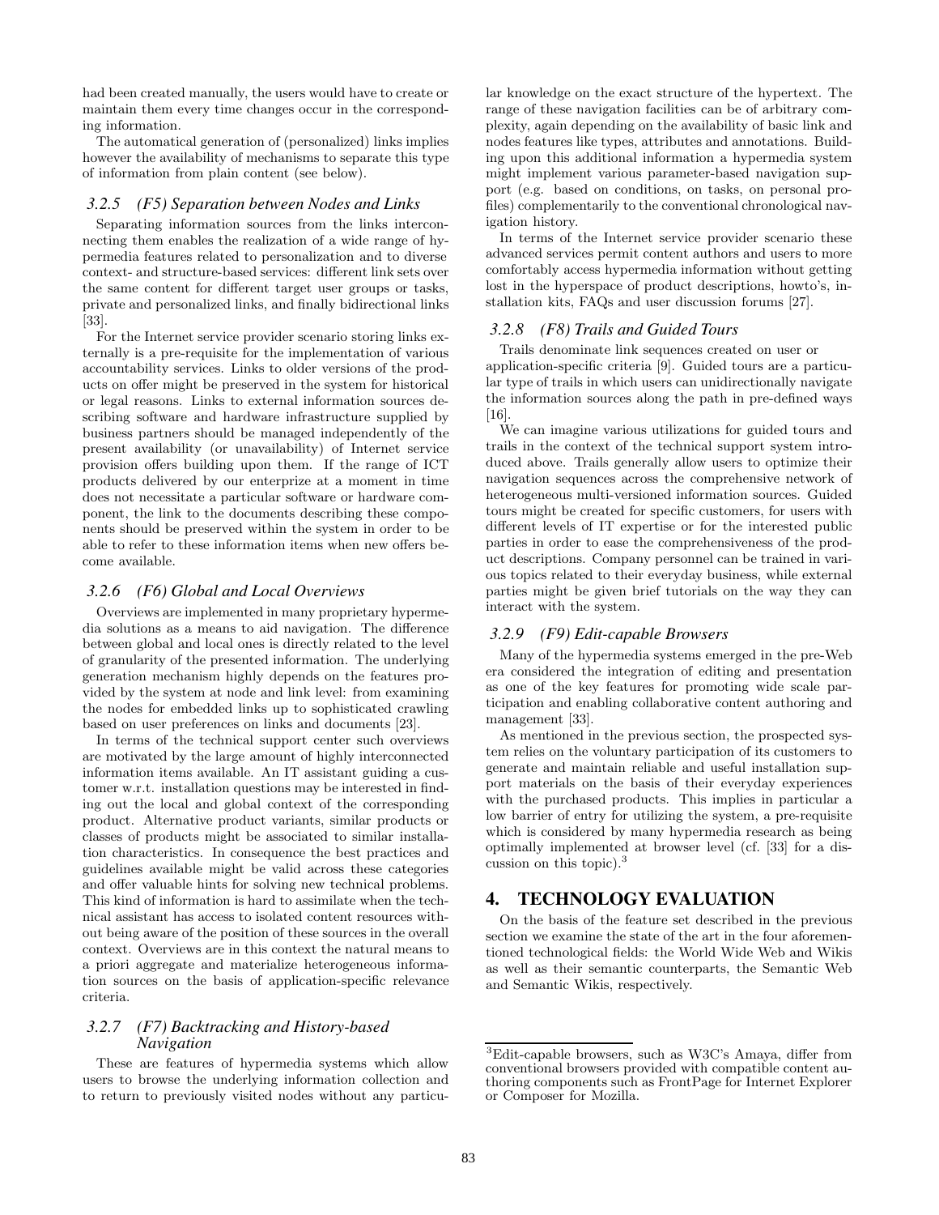had been created manually, the users would have to create or maintain them every time changes occur in the corresponding information.

The automatical generation of (personalized) links implies however the availability of mechanisms to separate this type of information from plain content (see below).

### 3.2.5 (F5) Separation between Nodes and Links

Separating information sources from the links interconnecting them enables the realization of a wide range of hypermedia features related to personalization and to diverse context- and structure-based services: different link sets over the same content for different target user groups or tasks, private and personalized links, and finally bidirectional links [33].

For the Internet service provider scenario storing links externally is a pre-requisite for the implementation of various accountability services. Links to older versions of the products on offer might be preserved in the system for historical or legal reasons. Links to external information sources describing software and hardware infrastructure supplied by business partners should be managed independently of the present availability (or unavailability) of Internet service provision offers building upon them. If the range of ICT products delivered by our enterprize at a moment in time does not necessitate a particular software or hardware component, the link to the documents describing these components should be preserved within the system in order to be able to refer to these information items when new offers become available.

### 3.2.6 (F6) Global and Local Overviews

Overviews are implemented in many proprietary hypermedia solutions as a means to aid navigation. The difference between global and local ones is directly related to the level of granularity of the presented information. The underlying generation mechanism highly depends on the features provided by the system at node and link level: from examining the nodes for embedded links up to sophisticated crawling based on user preferences on links and documents [23].

In terms of the technical support center such overviews are motivated by the large amount of highly interconnected information items available. An IT assistant guiding a customer w.r.t. installation questions may be interested in finding out the local and global context of the corresponding product. Alternative product variants, similar products or classes of products might be associated to similar installation characteristics. In consequence the best practices and guidelines available might be valid across these categories and offer valuable hints for solving new technical problems. This kind of information is hard to assimilate when the technical assistant has access to isolated content resources without being aware of the position of these sources in the overall context. Overviews are in this context the natural means to a priori aggregate and materialize heterogeneous information sources on the basis of application-specific relevance criteria.

### 3.2.7 (F7) Backtracking and History-based Navigation

These are features of hypermedia systems which allow users to browse the underlying information collection and to return to previously visited nodes without any particular knowledge on the exact structure of the hypertext. The range of these navigation facilities can be of arbitrary complexity, again depending on the availability of basic link and nodes features like types, attributes and annotations. Building upon this additional information a hypermedia system might implement various parameter-based navigation support (e.g. based on conditions, on tasks, on personal profiles) complementarily to the conventional chronological navigation history.

In terms of the Internet service provider scenario these advanced services permit content authors and users to more comfortably access hypermedia information without getting lost in the hyperspace of product descriptions, howto's, installation kits, FAQs and user discussion forums [27].

### 3.2.8 (F8) Trails and Guided Tours

Trails denominate link sequences created on user or application-specific criteria [9]. Guided tours are a particular type of trails in which users can unidirectionally navigate the information sources along the path in pre-defined ways [16].

We can imagine various utilizations for guided tours and trails in the context of the technical support system introduced above. Trails generally allow users to optimize their navigation sequences across the comprehensive network of heterogeneous multi-versioned information sources. Guided tours might be created for specific customers, for users with different levels of IT expertise or for the interested public parties in order to ease the comprehensiveness of the product descriptions. Company personnel can be trained in various topics related to their everyday business, while external parties might be given brief tutorials on the way they can interact with the system.

### 3.2.9 (F9) Edit-capable Browsers

Many of the hypermedia systems emerged in the pre-Web era considered the integration of editing and presentation as one of the key features for promoting wide scale participation and enabling collaborative content authoring and management [33].

As mentioned in the previous section, the prospected system relies on the voluntary participation of its customers to generate and maintain reliable and useful installation support materials on the basis of their everyday experiences with the purchased products. This implies in particular a low barrier of entry for utilizing the system, a pre-requisite which is considered by many hypermedia research as being optimally implemented at browser level (cf. [33] for a discussion on this topic).[3]

## 4. TECHNOLOGY EVALUATION

On the basis of the feature set described in the previous section we examine the state of the art in the four aforementioned technological fields: the World Wide Web and Wikis as well as their semantic counterparts, the Semantic Web and Semantic Wikis, respectively.

[3]Edit-capable browsers, such as W3C's Amaya, differ from conventional browsers provided with compatible content authoring components such as FrontPage for Internet Explorer or Composer for Mozilla.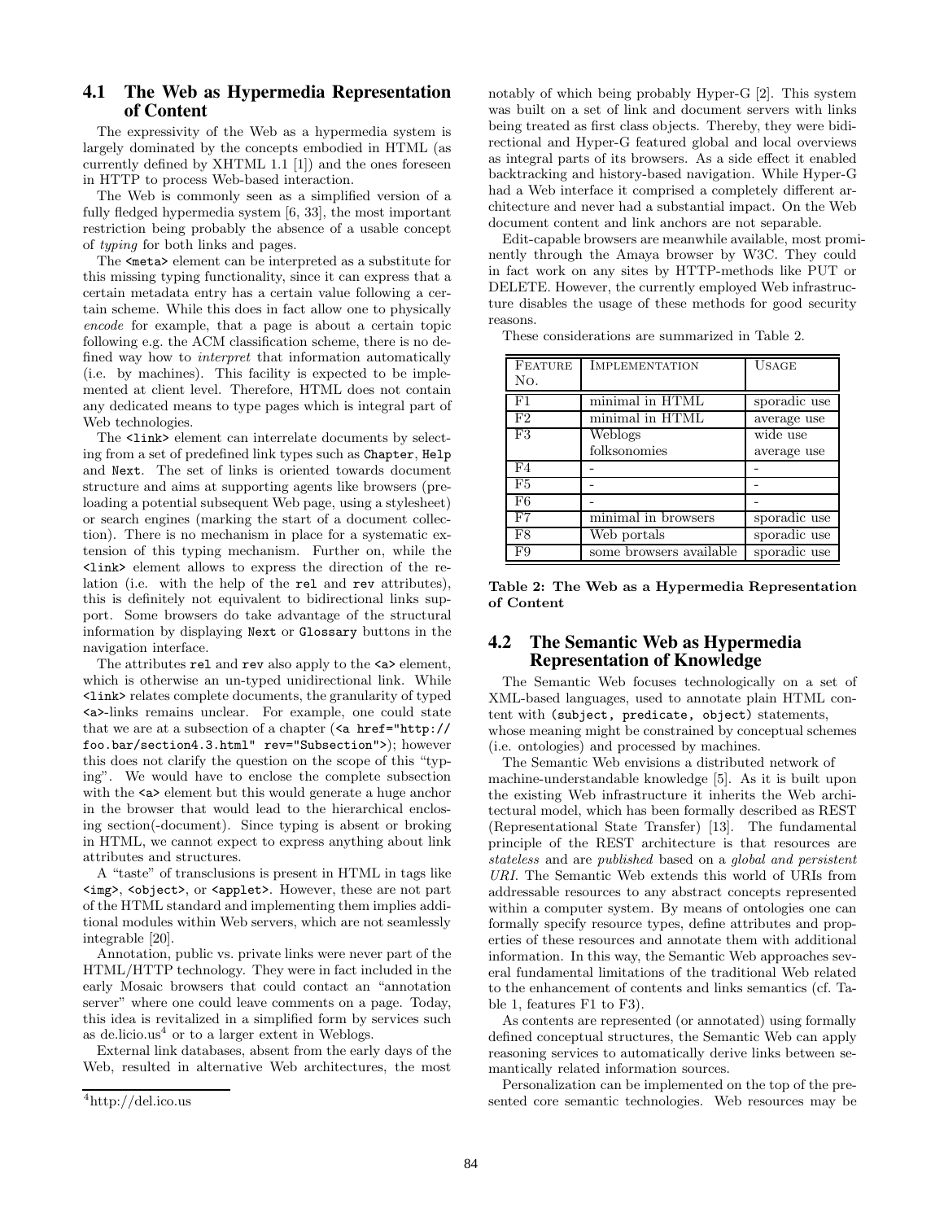## 4.1 The Web as Hypermedia Representation of Content

The expressivity of the Web as a hypermedia system is largely dominated by the concepts embodied in HTML (as currently defined by XHTML 1.1 [1]) and the ones foreseen in HTTP to process Web-based interaction.

The Web is commonly seen as a simplified version of a fully fledged hypermedia system [6, 33], the most important restriction being probably the absence of a usable concept of *typing* for both links and pages.

The `<meta>` element can be interpreted as a substitute for this missing typing functionality, since it can express that a certain metadata entry has a certain value following a certain scheme. While this does in fact allow one to physically *encode* for example, that a page is about a certain topic following e.g. the ACM classification scheme, there is no defined way how to *interpret* that information automatically (i.e. by machines). This facility is expected to be implemented at client level. Therefore, HTML does not contain any dedicated means to type pages which is integral part of Web technologies.

The `<link>` element can interrelate documents by selecting from a set of predefined link types such as `Chapter`, `Help` and `Next`. The set of links is oriented towards document structure and aims at supporting agents like browsers (preloading a potential subsequent Web page, using a stylesheet) or search engines (marking the start of a document collection). There is no mechanism in place for a systematic extension of this typing mechanism. Further on, while the `<link>` element allows to express the direction of the relation (i.e. with the help of the `rel` and `rev` attributes), this is definitely not equivalent to bidirectional links support. Some browsers do take advantage of the structural information by displaying `Next` or `Glossary` buttons in the navigation interface.

The attributes `rel` and `rev` also apply to the `<a>` element, which is otherwise an un-typed unidirectional link. While `<link>` relates complete documents, the granularity of typed `<a>`-links remains unclear. For example, one could state that we are at a subsection of a chapter (`<a href="http://foo.bar/section4.3.html" rev="Subsection">`); however this does not clarify the question on the scope of this "typing". We would have to enclose the complete subsection with the `<a>` element but this would generate a huge anchor in the browser that would lead to the hierarchical enclosing section(-document). Since typing is absent or broking in HTML, we cannot expect to express anything about link attributes and structures.

A "taste" of transclusions is present in HTML in tags like `<img>`, `<object>`, or `<applet>`. However, these are not part of the HTML standard and implementing them implies additional modules within Web servers, which are not seamlessly integrable [20].

Annotation, public vs. private links were never part of the HTML/HTTP technology. They were in fact included in the early Mosaic browsers that could contact an "annotation server" where one could leave comments on a page. Today, this idea is revitalized in a simplified form by services such as de.licio.us[4] or to a larger extent in Weblogs.

External link databases, absent from the early days of the Web, resulted in alternative Web architectures, the most notably of which being probably Hyper-G [2]. This system was built on a set of link and document servers with links being treated as first class objects. Thereby, they were bidirectional and Hyper-G featured global and local overviews as integral parts of its browsers. As a side effect it enabled backtracking and history-based navigation. While Hyper-G had a Web interface it comprised a completely different architecture and never had a substantial impact. On the Web document content and link anchors are not separable.

Edit-capable browsers are meanwhile available, most prominently through the Amaya browser by W3C. They could in fact work on any sites by HTTP-methods like PUT or DELETE. However, the currently employed Web infrastructure disables the usage of these methods for good security reasons.

These considerations are summarized in Table 2.

| Feature No. | Implementation | Usage |
|---|---|---|
| F1 | minimal in HTML | sporadic use |
| F2 | minimal in HTML | average use |
| F3 | Weblogs<br>folksonomies | wide use<br>average use |
| F4 | - | - |
| F5 | - | - |
| F6 | - | - |
| F7 | minimal in browsers | sporadic use |
| F8 | Web portals | sporadic use |
| F9 | some browsers available | sporadic use |

**Table 2: The Web as a Hypermedia Representation of Content**

## 4.2 The Semantic Web as Hypermedia Representation of Knowledge

The Semantic Web focuses technologically on a set of XML-based languages, used to annotate plain HTML content with `(subject, predicate, object)` statements, whose meaning might be constrained by conceptual schemes (i.e. ontologies) and processed by machines.

The Semantic Web envisions a distributed network of machine-understandable knowledge [5]. As it is built upon the existing Web infrastructure it inherits the Web architectural model, which has been formally described as REST (Representational State Transfer) [13]. The fundamental principle of the REST architecture is that resources are *stateless* and are *published* based on a *global and persistent URI*. The Semantic Web extends this world of URIs from addressable resources to any abstract concepts represented within a computer system. By means of ontologies one can formally specify resource types, define attributes and properties of these resources and annotate them with additional information. In this way, the Semantic Web approaches several fundamental limitations of the traditional Web related to the enhancement of contents and links semantics (cf. Table 1, features F1 to F3).

As contents are represented (or annotated) using formally defined conceptual structures, the Semantic Web can apply reasoning services to automatically derive links between semantically related information sources.

Personalization can be implemented on the top of the presented core semantic technologies. Web resources may be

[4] http://del.ico.us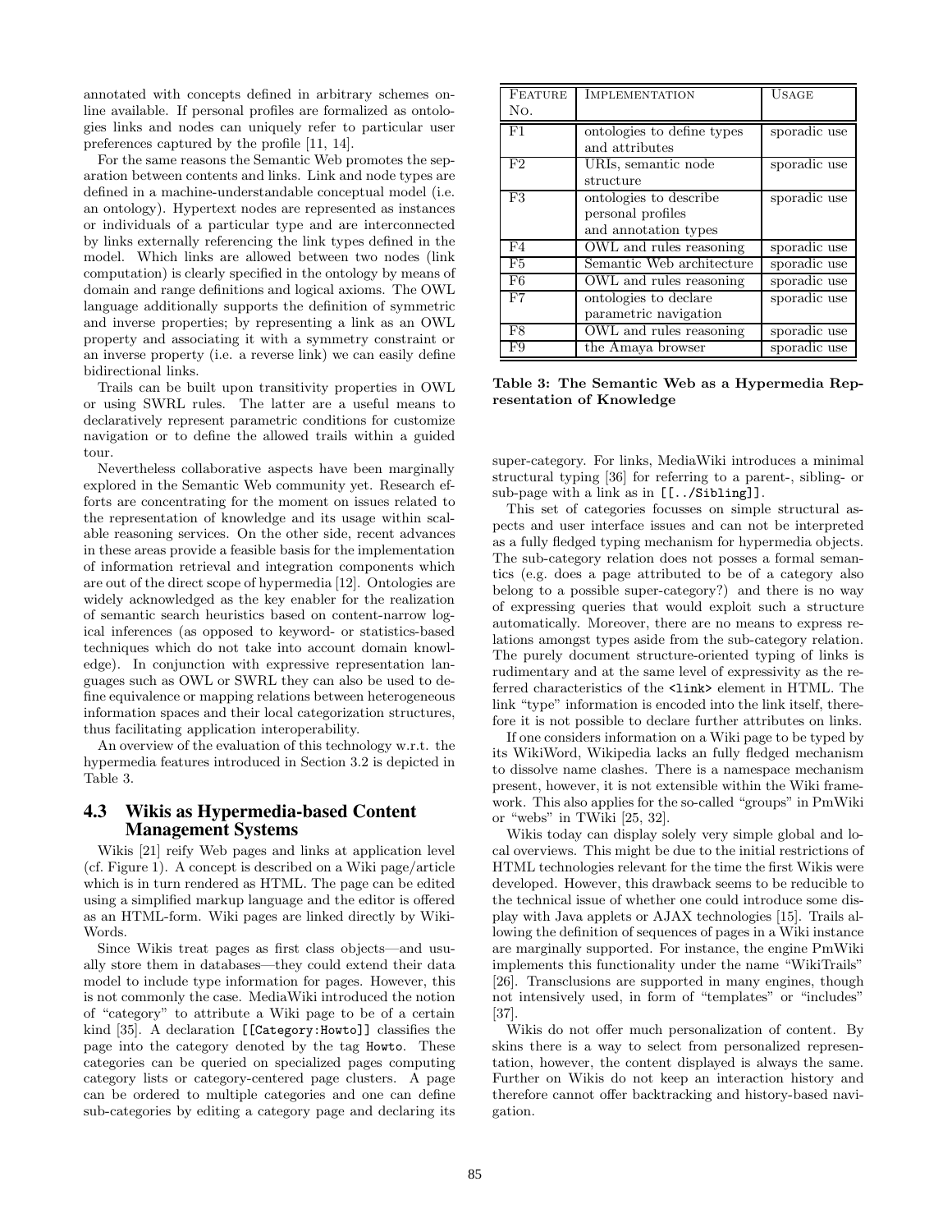annotated with concepts defined in arbitrary schemes online available. If personal profiles are formalized as ontologies links and nodes can uniquely refer to particular user preferences captured by the profile [11, 14].

For the same reasons the Semantic Web promotes the separation between contents and links. Link and node types are defined in a machine-understandable conceptual model (i.e. an ontology). Hypertext nodes are represented as instances or individuals of a particular type and are interconnected by links externally referencing the link types defined in the model. Which links are allowed between two nodes (link computation) is clearly specified in the ontology by means of domain and range definitions and logical axioms. The OWL language additionally supports the definition of symmetric and inverse properties; by representing a link as an OWL property and associating it with a symmetry constraint or an inverse property (i.e. a reverse link) we can easily define bidirectional links.

Trails can be built upon transitivity properties in OWL or using SWRL rules. The latter are a useful means to declaratively represent parametric conditions for customize navigation or to define the allowed trails within a guided tour.

Nevertheless collaborative aspects have been marginally explored in the Semantic Web community yet. Research efforts are concentrating for the moment on issues related to the representation of knowledge and its usage within scalable reasoning services. On the other side, recent advances in these areas provide a feasible basis for the implementation of information retrieval and integration components which are out of the direct scope of hypermedia [12]. Ontologies are widely acknowledged as the key enabler for the realization of semantic search heuristics based on content-narrow logical inferences (as opposed to keyword- or statistics-based techniques which do not take into account domain knowledge). In conjunction with expressive representation languages such as OWL or SWRL they can also be used to define equivalence or mapping relations between heterogeneous information spaces and their local categorization structures, thus facilitating application interoperability.

An overview of the evaluation of this technology w.r.t. the hypermedia features introduced in Section 3.2 is depicted in Table 3.

| Feature No. | Implementation | Usage |
|---|---|---|
| F1 | ontologies to define types and attributes | sporadic use |
| F2 | URIs, semantic node structure | sporadic use |
| F3 | ontologies to describe personal profiles and annotation types | sporadic use |
| F4 | OWL and rules reasoning | sporadic use |
| F5 | Semantic Web architecture | sporadic use |
| F6 | OWL and rules reasoning | sporadic use |
| F7 | ontologies to declare parametric navigation | sporadic use |
| F8 | OWL and rules reasoning | sporadic use |
| F9 | the Amaya browser | sporadic use |

**Table 3: The Semantic Web as a Hypermedia Representation of Knowledge**

## 4.3 Wikis as Hypermedia-based Content Management Systems

Wikis [21] reify Web pages and links at application level (cf. Figure 1). A concept is described on a Wiki page/article which is in turn rendered as HTML. The page can be edited using a simplified markup language and the editor is offered as an HTML-form. Wiki pages are linked directly by WikiWords.

Since Wikis treat pages as first class objects—and usually store them in databases—they could extend their data model to include type information for pages. However, this is not commonly the case. MediaWiki introduced the notion of "category" to attribute a Wiki page to be of a certain kind [35]. A declaration `[[Category:Howto]]` classifies the page into the category denoted by the tag `Howto`. These categories can be queried on specialized pages computing category lists or category-centered page clusters. A page can be ordered to multiple categories and one can define sub-categories by editing a category page and declaring its super-category. For links, MediaWiki introduces a minimal structural typing [36] for referring to a parent-, sibling- or sub-page with a link as in `[[../Sibling]]`.

This set of categories focusses on simple structural aspects and user interface issues and can not be interpreted as a fully fledged typing mechanism for hypermedia objects. The sub-category relation does not posses a formal semantics (e.g. does a page attributed to be of a category also belong to a possible super-category?) and there is no way of expressing queries that would exploit such a structure automatically. Moreover, there are no means to express relations amongst types aside from the sub-category relation. The purely document structure-oriented typing of links is rudimentary and at the same level of expressivity as the referred characteristics of the `<link>` element in HTML. The link "type" information is encoded into the link itself, therefore it is not possible to declare further attributes on links.

If one considers information on a Wiki page to be typed by its WikiWord, Wikipedia lacks an fully fledged mechanism to dissolve name clashes. There is a namespace mechanism present, however, it is not extensible within the Wiki framework. This also applies for the so-called "groups" in PmWiki or "webs" in TWiki [25, 32].

Wikis today can display solely very simple global and local overviews. This might be due to the initial restrictions of HTML technologies relevant for the time the first Wikis were developed. However, this drawback seems to be reducible to the technical issue of whether one could introduce some display with Java applets or AJAX technologies [15]. Trails allowing the definition of sequences of pages in a Wiki instance are marginally supported. For instance, the engine PmWiki implements this functionality under the name "WikiTrails" [26]. Transclusions are supported in many engines, though not intensively used, in form of "templates" or "includes" [37].

Wikis do not offer much personalization of content. By skins there is a way to select from personalized representation, however, the content displayed is always the same. Further on Wikis do not keep an interaction history and therefore cannot offer backtracking and history-based navigation.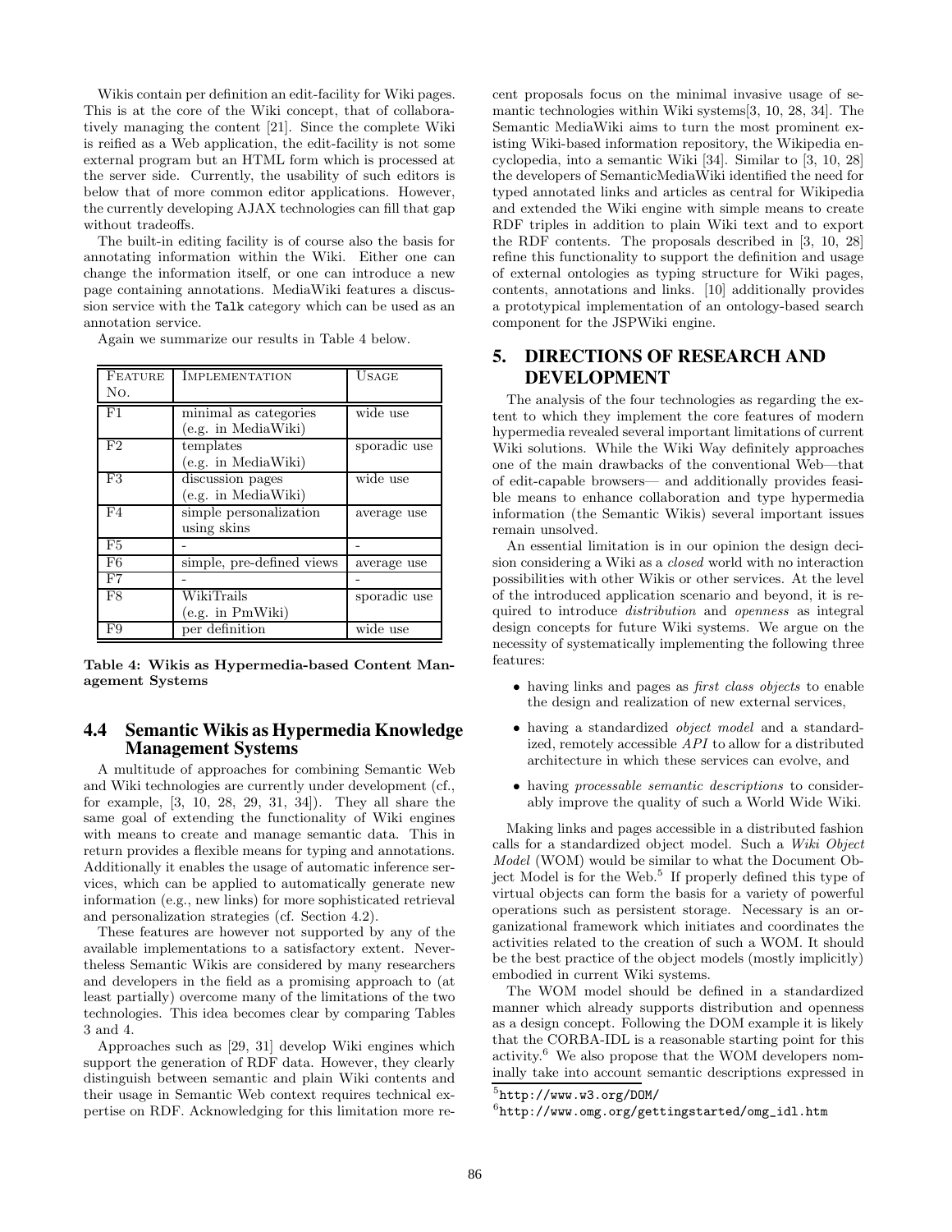Wikis contain per definition an edit-facility for Wiki pages. This is at the core of the Wiki concept, that of collaboratively managing the content [21]. Since the complete Wiki is reified as a Web application, the edit-facility is not some external program but an HTML form which is processed at the server side. Currently, the usability of such editors is below that of more common editor applications. However, the currently developing AJAX technologies can fill that gap without tradeoffs.

The built-in editing facility is of course also the basis for annotating information within the Wiki. Either one can change the information itself, or one can introduce a new page containing annotations. MediaWiki features a discussion service with the `Talk` category which can be used as an annotation service.

Again we summarize our results in Table 4 below.

| Feature No. | Implementation | Usage |
|---|---|---|
| F1 | minimal as categories (e.g. in MediaWiki) | wide use |
| F2 | templates (e.g. in MediaWiki) | sporadic use |
| F3 | discussion pages (e.g. in MediaWiki) | wide use |
| F4 | simple personalization using skins | average use |
| F5 | - | - |
| F6 | simple, pre-defined views | average use |
| F7 | - | - |
| F8 | WikiTrails (e.g. in PmWiki) | sporadic use |
| F9 | per definition | wide use |

**Table 4: Wikis as Hypermedia-based Content Management Systems**

## 4.4 Semantic Wikis as Hypermedia Knowledge Management Systems

A multitude of approaches for combining Semantic Web and Wiki technologies are currently under development (cf., for example, [3, 10, 28, 29, 31, 34]). They all share the same goal of extending the functionality of Wiki engines with means to create and manage semantic data. This in return provides a flexible means for typing and annotations. Additionally it enables the usage of automatic inference services, which can be applied to automatically generate new information (e.g., new links) for more sophisticated retrieval and personalization strategies (cf. Section 4.2).

These features are however not supported by any of the available implementations to a satisfactory extent. Nevertheless Semantic Wikis are considered by many researchers and developers in the field as a promising approach to (at least partially) overcome many of the limitations of the two technologies. This idea becomes clear by comparing Tables 3 and 4.

Approaches such as [29, 31] develop Wiki engines which support the generation of RDF data. However, they clearly distinguish between semantic and plain Wiki contents and their usage in Semantic Web context requires technical expertise on RDF. Acknowledging for this limitation more recent proposals focus on the minimal invasive usage of semantic technologies within Wiki systems[3, 10, 28, 34]. The Semantic MediaWiki aims to turn the most prominent existing Wiki-based information repository, the Wikipedia encyclopedia, into a semantic Wiki [34]. Similar to [3, 10, 28] the developers of SemanticMediaWiki identified the need for typed annotated links and articles as central for Wikipedia and extended the Wiki engine with simple means to create RDF triples in addition to plain Wiki text and to export the RDF contents. The proposals described in [3, 10, 28] refine this functionality to support the definition and usage of external ontologies as typing structure for Wiki pages, contents, annotations and links. [10] additionally provides a prototypical implementation of an ontology-based search component for the JSPWiki engine.

# 5. DIRECTIONS OF RESEARCH AND DEVELOPMENT

The analysis of the four technologies as regarding the extent to which they implement the core features of modern hypermedia revealed several important limitations of current Wiki solutions. While the Wiki Way definitely approaches one of the main drawbacks of the conventional Web—that of edit-capable browsers— and additionally provides feasible means to enhance collaboration and type hypermedia information (the Semantic Wikis) several important issues remain unsolved.

An essential limitation is in our opinion the design decision considering a Wiki as a *closed* world with no interaction possibilities with other Wikis or other services. At the level of the introduced application scenario and beyond, it is required to introduce *distribution* and *openness* as integral design concepts for future Wiki systems. We argue on the necessity of systematically implementing the following three features:

- having links and pages as *first class objects* to enable the design and realization of new external services,
- having a standardized *object model* and a standardized, remotely accessible *API* to allow for a distributed architecture in which these services can evolve, and
- having *processable semantic descriptions* to considerably improve the quality of such a World Wide Wiki.

Making links and pages accessible in a distributed fashion calls for a standardized object model. Such a *Wiki Object Model* (WOM) would be similar to what the Document Object Model is for the Web.[5] If properly defined this type of virtual objects can form the basis for a variety of powerful operations such as persistent storage. Necessary is an organizational framework which initiates and coordinates the activities related to the creation of such a WOM. It should be the best practice of the object models (mostly implicitly) embodied in current Wiki systems.

The WOM model should be defined in a standardized manner which already supports distribution and openness as a design concept. Following the DOM example it is likely that the CORBA-IDL is a reasonable starting point for this activity.[6] We also propose that the WOM developers nominally take into account semantic descriptions expressed in

[5] http://www.w3.org/DOM/

[6] http://www.omg.org/gettingstarted/omg_idl.htm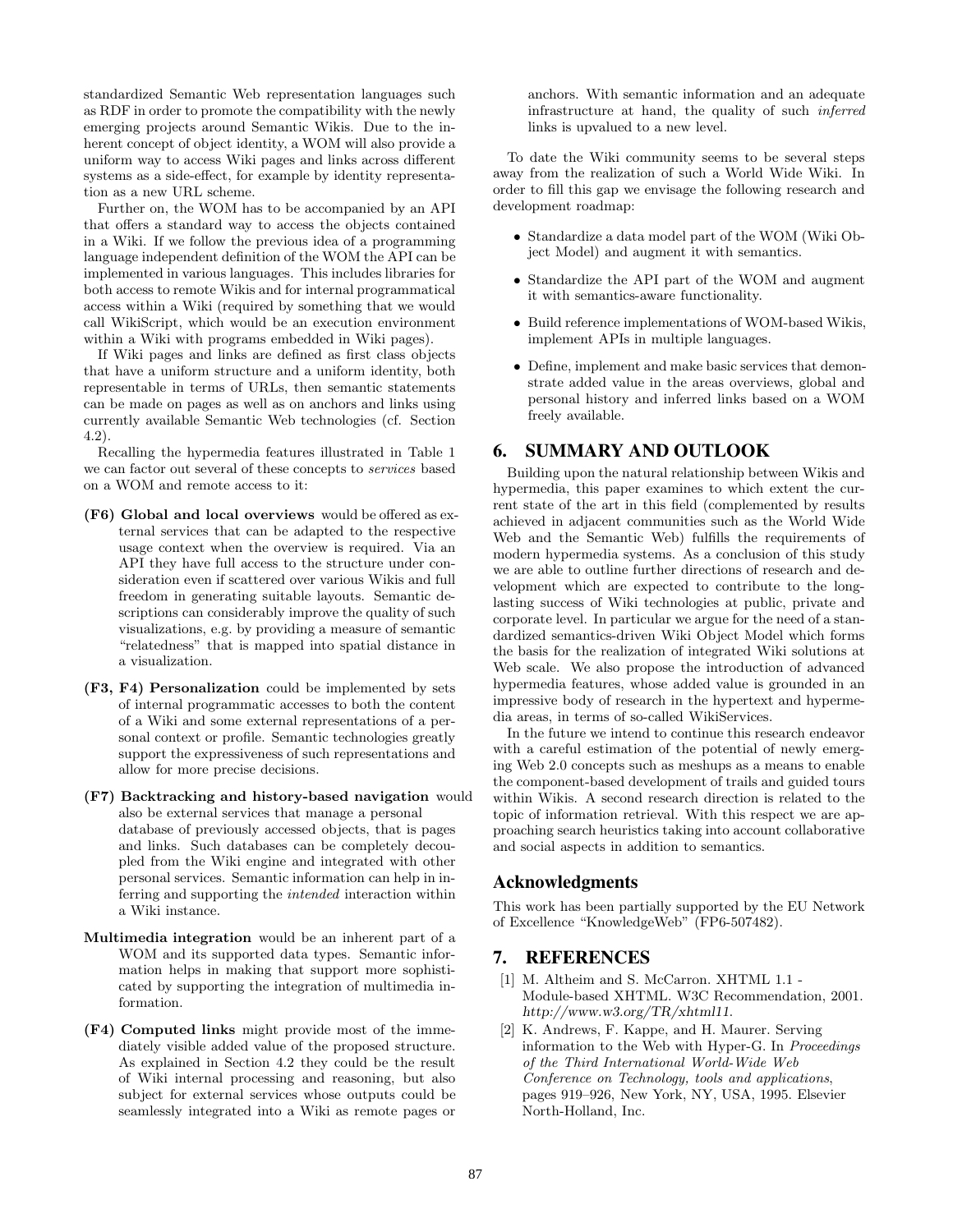standardized Semantic Web representation languages such as RDF in order to promote the compatibility with the newly emerging projects around Semantic Wikis. Due to the inherent concept of object identity, a WOM will also provide a uniform way to access Wiki pages and links across different systems as a side-effect, for example by identity representation as a new URL scheme.

Further on, the WOM has to be accompanied by an API that offers a standard way to access the objects contained in a Wiki. If we follow the previous idea of a programming language independent definition of the WOM the API can be implemented in various languages. This includes libraries for both access to remote Wikis and for internal programmatical access within a Wiki (required by something that we would call WikiScript, which would be an execution environment within a Wiki with programs embedded in Wiki pages).

If Wiki pages and links are defined as first class objects that have a uniform structure and a uniform identity, both representable in terms of URLs, then semantic statements can be made on pages as well as on anchors and links using currently available Semantic Web technologies (cf. Section 4.2).

Recalling the hypermedia features illustrated in Table 1 we can factor out several of these concepts to *services* based on a WOM and remote access to it:

- **(F6) Global and local overviews** would be offered as external services that can be adapted to the respective usage context when the overview is required. Via an API they have full access to the structure under consideration even if scattered over various Wikis and full freedom in generating suitable layouts. Semantic descriptions can considerably improve the quality of such visualizations, e.g. by providing a measure of semantic "relatedness" that is mapped into spatial distance in a visualization.
- **(F3, F4) Personalization** could be implemented by sets of internal programmatic accesses to both the content of a Wiki and some external representations of a personal context or profile. Semantic technologies greatly support the expressiveness of such representations and allow for more precise decisions.
- **(F7) Backtracking and history-based navigation** would also be external services that manage a personal database of previously accessed objects, that is pages and links. Such databases can be completely decoupled from the Wiki engine and integrated with other personal services. Semantic information can help in inferring and supporting the *intended* interaction within a Wiki instance.
- **Multimedia integration** would be an inherent part of a WOM and its supported data types. Semantic information helps in making that support more sophisticated by supporting the integration of multimedia information.
- **(F4) Computed links** might provide most of the immediately visible added value of the proposed structure. As explained in Section 4.2 they could be the result of Wiki internal processing and reasoning, but also subject for external services whose outputs could be seamlessly integrated into a Wiki as remote pages or anchors. With semantic information and an adequate infrastructure at hand, the quality of such *inferred* links is upvalued to a new level.

To date the Wiki community seems to be several steps away from the realization of such a World Wide Wiki. In order to fill this gap we envisage the following research and development roadmap:

- Standardize a data model part of the WOM (Wiki Object Model) and augment it with semantics.
- Standardize the API part of the WOM and augment it with semantics-aware functionality.
- Build reference implementations of WOM-based Wikis, implement APIs in multiple languages.
- Define, implement and make basic services that demonstrate added value in the areas overviews, global and personal history and inferred links based on a WOM freely available.

## 6. SUMMARY AND OUTLOOK

Building upon the natural relationship between Wikis and hypermedia, this paper examines to which extent the current state of the art in this field (complemented by results achieved in adjacent communities such as the World Wide Web and the Semantic Web) fulfills the requirements of modern hypermedia systems. As a conclusion of this study we are able to outline further directions of research and development which are expected to contribute to the long-lasting success of Wiki technologies at public, private and corporate level. In particular we argue for the need of a standardized semantics-driven Wiki Object Model which forms the basis for the realization of integrated Wiki solutions at Web scale. We also propose the introduction of advanced hypermedia features, whose added value is grounded in an impressive body of research in the hypertext and hypermedia areas, in terms of so-called WikiServices.

In the future we intend to continue this research endeavor with a careful estimation of the potential of newly emerging Web 2.0 concepts such as meshups as a means to enable the component-based development of trails and guided tours within Wikis. A second research direction is related to the topic of information retrieval. With this respect we are approaching search heuristics taking into account collaborative and social aspects in addition to semantics.

### Acknowledgments

This work has been partially supported by the EU Network of Excellence "KnowledgeWeb" (FP6-507482).

## 7. REFERENCES

[1] M. Altheim and S. McCarron. XHTML 1.1 - Module-based XHTML. W3C Recommendation, 2001. *http://www.w3.org/TR/xhtml11.*

[2] K. Andrews, F. Kappe, and H. Maurer. Serving information to the Web with Hyper-G. In *Proceedings of the Third International World-Wide Web Conference on Technology, tools and applications*, pages 919–926, New York, NY, USA, 1995. Elsevier North-Holland, Inc.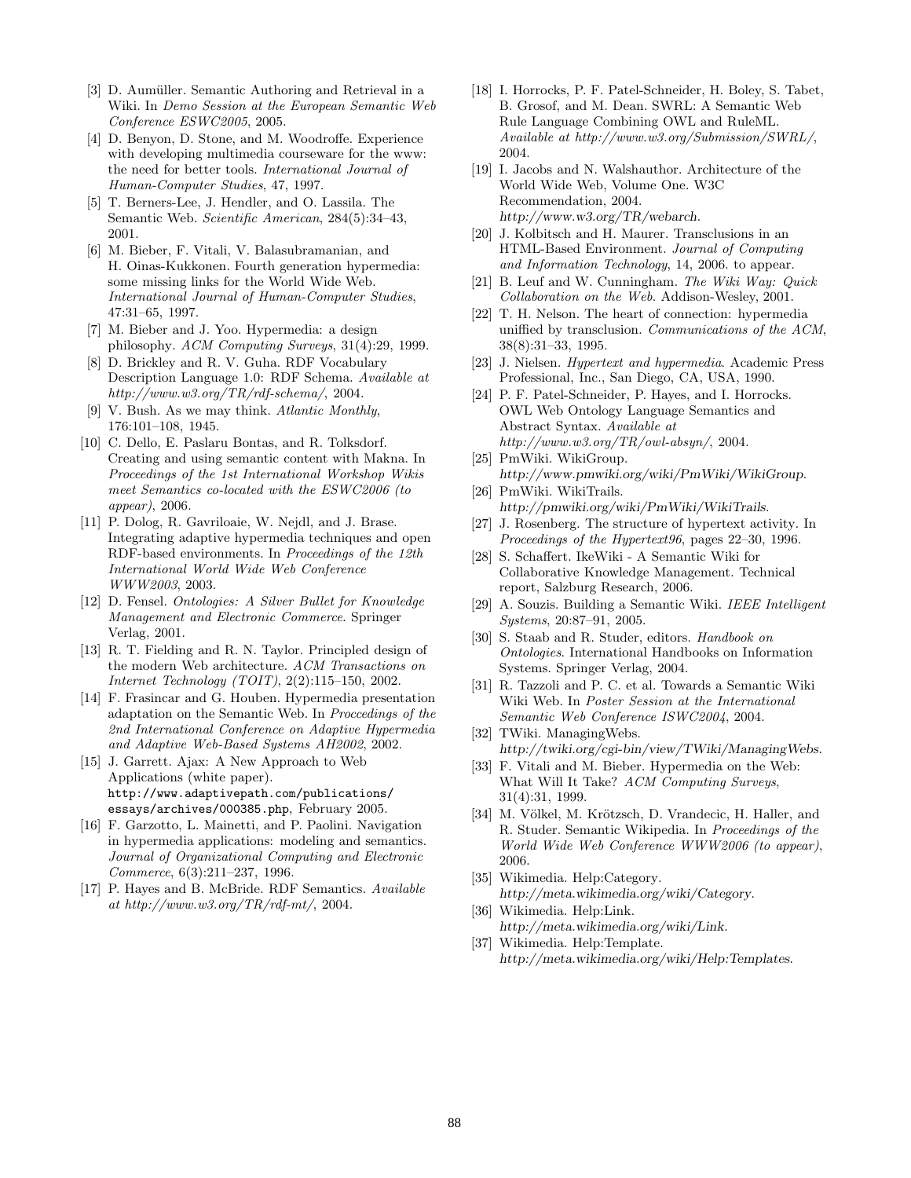[3] D. Aumüller. Semantic Authoring and Retrieval in a Wiki. In *Demo Session at the European Semantic Web Conference ESWC2005*, 2005.

[4] D. Benyon, D. Stone, and M. Woodroffe. Experience with developing multimedia courseware for the www: the need for better tools. *International Journal of Human-Computer Studies*, 47, 1997.

[5] T. Berners-Lee, J. Hendler, and O. Lassila. The Semantic Web. *Scientific American*, 284(5):34–43, 2001.

[6] M. Bieber, F. Vitali, V. Balasubramanian, and H. Oinas-Kukkonen. Fourth generation hypermedia: some missing links for the World Wide Web. *International Journal of Human-Computer Studies*, 47:31–65, 1997.

[7] M. Bieber and J. Yoo. Hypermedia: a design philosophy. *ACM Computing Surveys*, 31(4):29, 1999.

[8] D. Brickley and R. V. Guha. RDF Vocabulary Description Language 1.0: RDF Schema. *Available at http://www.w3.org/TR/rdf-schema/*, 2004.

[9] V. Bush. As we may think. *Atlantic Monthly*, 176:101–108, 1945.

[10] C. Dello, E. Paslaru Bontas, and R. Tolksdorf. Creating and using semantic content with Makna. In *Proceedings of the 1st International Workshop Wikis meet Semantics co-located with the ESWC2006 (to appear)*, 2006.

[11] P. Dolog, R. Gavriloaie, W. Nejdl, and J. Brase. Integrating adaptive hypermedia techniques and open RDF-based environments. In *Proceedings of the 12th International World Wide Web Conference WWW2003*, 2003.

[12] D. Fensel. *Ontologies: A Silver Bullet for Knowledge Management and Electronic Commerce*. Springer Verlag, 2001.

[13] R. T. Fielding and R. N. Taylor. Principled design of the modern Web architecture. *ACM Transactions on Internet Technology (TOIT)*, 2(2):115–150, 2002.

[14] F. Frasincar and G. Houben. Hypermedia presentation adaptation on the Semantic Web. In *Proccedings of the 2nd International Conference on Adaptive Hypermedia and Adaptive Web-Based Systems AH2002*, 2002.

[15] J. Garrett. Ajax: A New Approach to Web Applications (white paper). `http://www.adaptivepath.com/publications/essays/archives/000385.php`, February 2005.

[16] F. Garzotto, L. Mainetti, and P. Paolini. Navigation in hypermedia applications: modeling and semantics. *Journal of Organizational Computing and Electronic Commerce*, 6(3):211–237, 1996.

[17] P. Hayes and B. McBride. RDF Semantics. *Available at http://www.w3.org/TR/rdf-mt/*, 2004.

[18] I. Horrocks, P. F. Patel-Schneider, H. Boley, S. Tabet, B. Grosof, and M. Dean. SWRL: A Semantic Web Rule Language Combining OWL and RuleML. *Available at http://www.w3.org/Submission/SWRL/*, 2004.

[19] I. Jacobs and N. Walshauthor. Architecture of the World Wide Web, Volume One. W3C Recommendation, 2004. *http://www.w3.org/TR/webarch*.

[20] J. Kolbitsch and H. Maurer. Transclusions in an HTML-Based Environment. *Journal of Computing and Information Technology*, 14, 2006. to appear.

[21] B. Leuf and W. Cunningham. *The Wiki Way: Quick Collaboration on the Web*. Addison-Wesley, 2001.

[22] T. H. Nelson. The heart of connection: hypermedia unified by transclusion. *Communications of the ACM*, 38(8):31–33, 1995.

[23] J. Nielsen. *Hypertext and hypermedia*. Academic Press Professional, Inc., San Diego, CA, USA, 1990.

[24] P. F. Patel-Schneider, P. Hayes, and I. Horrocks. OWL Web Ontology Language Semantics and Abstract Syntax. *Available at http://www.w3.org/TR/owl-absyn/*, 2004.

[25] PmWiki. WikiGroup. *http://www.pmwiki.org/wiki/PmWiki/WikiGroup*.

[26] PmWiki. WikiTrails. *http://pmwiki.org/wiki/PmWiki/WikiTrails*.

[27] J. Rosenberg. The structure of hypertext activity. In *Proceedings of the Hypertext96*, pages 22–30, 1996.

[28] S. Schaffert. IkeWiki - A Semantic Wiki for Collaborative Knowledge Management. Technical report, Salzburg Research, 2006.

[29] A. Souzis. Building a Semantic Wiki. *IEEE Intelligent Systems*, 20:87–91, 2005.

[30] S. Staab and R. Studer, editors. *Handbook on Ontologies*. International Handbooks on Information Systems. Springer Verlag, 2004.

[31] R. Tazzoli and P. C. et al. Towards a Semantic Wiki Wiki Web. In *Poster Session at the International Semantic Web Conference ISWC2004*, 2004.

[32] TWiki. ManagingWebs. *http://twiki.org/cgi-bin/view/TWiki/ManagingWebs*.

[33] F. Vitali and M. Bieber. Hypermedia on the Web: What Will It Take? *ACM Computing Surveys*, 31(4):31, 1999.

[34] M. Völkel, M. Krötzsch, D. Vrandecic, H. Haller, and R. Studer. Semantic Wikipedia. In *Proceedings of the World Wide Web Conference WWW2006 (to appear)*, 2006.

[35] Wikimedia. Help:Category. *http://meta.wikimedia.org/wiki/Category*.

[36] Wikimedia. Help:Link. *http://meta.wikimedia.org/wiki/Link*.

[37] Wikimedia. Help:Template. *http://meta.wikimedia.org/wiki/Help:Templates*.